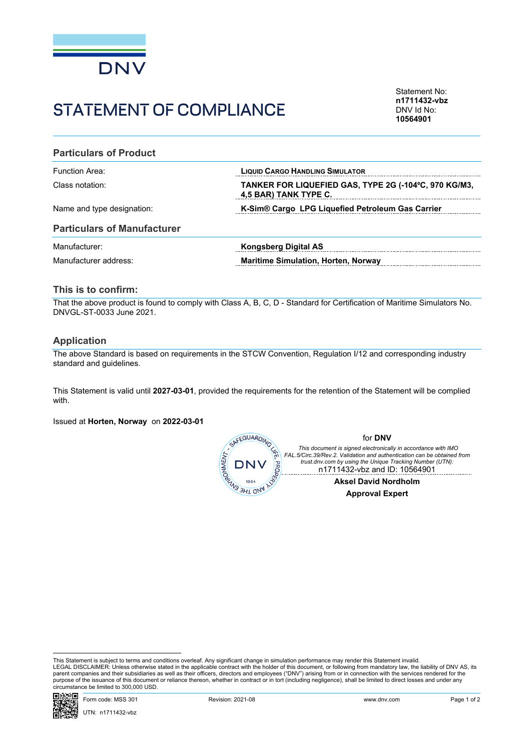DNV

# STATEMENT OF COMPLIANCE

Statement No:
**n1711432-vbz**
DNV Id No:
**10564901**

## Particulars of Product

| | |
|---|---|
| Function Area: | **LIQUID CARGO HANDLING SIMULATOR** |
| Class notation: | **TANKER FOR LIQUEFIED GAS, TYPE 2G (-104ºC, 970 KG/M3, 4,5 BAR) TANK TYPE C.** |
| Name and type designation: | **K-Sim® Cargo LPG Liquefied Petroleum Gas Carrier** |

## Particulars of Manufacturer

| | |
|---|---|
| Manufacturer: | **Kongsberg Digital AS** |
| Manufacturer address: | **Maritime Simulation, Horten, Norway** |

## This is to confirm:

That the above product is found to comply with Class A, B, C, D - Standard for Certification of Maritime Simulators No. DNVGL-ST-0033 June 2021.

## Application

The above Standard is based on requirements in the STCW Convention, Regulation I/12 and corresponding industry standard and guidelines.

This Statement is valid until **2027-03-01**, provided the requirements for the retention of the Statement will be complied with.

Issued at **Horten, Norway** on **2022-03-01**

for **DNV**

*This document is signed electronically in accordance with IMO FAL.5/Circ.39/Rev.2. Validation and authentication can be obtained from trust.dnv.com by using the Unique Tracking Number (UTN):*
n1711432-vbz and ID: 10564901

**Aksel David Nordholm**
**Approval Expert**

This Statement is subject to terms and conditions overleaf. Any significant change in simulation performance may render this Statement invalid.
LEGAL DISCLAIMER: Unless otherwise stated in the applicable contract with the holder of this document, or following from mandatory law, the liability of DNV AS, its parent companies and their subsidiaries as well as their officers, directors and employees ("DNV") arising from or in connection with the services rendered for the purpose of the issuance of this document or reliance thereon, whether in contract or in tort (including negligence), shall be limited to direct losses and under any circumstance be limited to 300,000 USD.

Form code: MSS 301 Revision: 2021-08 www.dnv.com
UTN: n1711432-vbz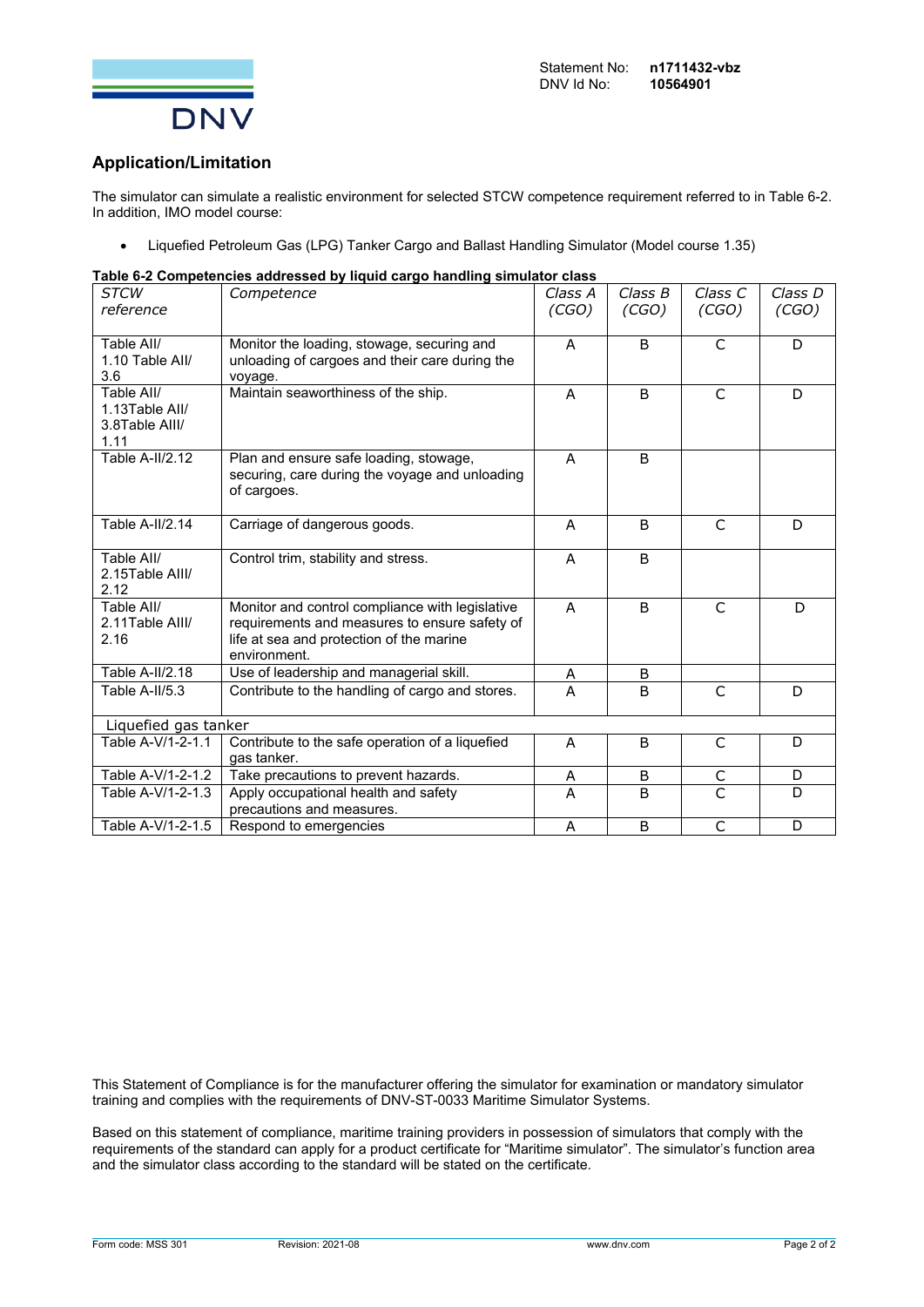Statement No: **n1711432-vbz**
DNV Id No: **10564901**

## Application/Limitation

The simulator can simulate a realistic environment for selected STCW competence requirement referred to in Table 6-2. In addition, IMO model course:

- Liquefied Petroleum Gas (LPG) Tanker Cargo and Ballast Handling Simulator (Model course 1.35)

**Table 6-2 Competencies addressed by liquid cargo handling simulator class**

| *STCW reference* | *Competence* | *Class A (CGO)* | *Class B (CGO)* | *Class C (CGO)* | *Class D (CGO)* |
|---|---|---|---|---|---|
| Table AII/ 1.10 Table AII/ 3.6 | Monitor the loading, stowage, securing and unloading of cargoes and their care during the voyage. | A | B | C | D |
| Table AII/ 1.13Table AII/ 3.8Table AIII/ 1.11 | Maintain seaworthiness of the ship. | A | B | C | D |
| Table A-II/2.12 | Plan and ensure safe loading, stowage, securing, care during the voyage and unloading of cargoes. | A | B | | |
| Table A-II/2.14 | Carriage of dangerous goods. | A | B | C | D |
| Table AII/ 2.15Table AIII/ 2.12 | Control trim, stability and stress. | A | B | | |
| Table AII/ 2.11Table AIII/ 2.16 | Monitor and control compliance with legislative requirements and measures to ensure safety of life at sea and protection of the marine environment. | A | B | C | D |
| Table A-II/2.18 | Use of leadership and managerial skill. | A | B | | |
| Table A-II/5.3 | Contribute to the handling of cargo and stores. | A | B | C | D |
| Liquefied gas tanker | | | | | |
| Table A-V/1-2-1.1 | Contribute to the safe operation of a liquefied gas tanker. | A | B | C | D |
| Table A-V/1-2-1.2 | Take precautions to prevent hazards. | A | B | C | D |
| Table A-V/1-2-1.3 | Apply occupational health and safety precautions and measures. | A | B | C | D |
| Table A-V/1-2-1.5 | Respond to emergencies | A | B | C | D |

This Statement of Compliance is for the manufacturer offering the simulator for examination or mandatory simulator training and complies with the requirements of DNV-ST-0033 Maritime Simulator Systems.

Based on this statement of compliance, maritime training providers in possession of simulators that comply with the requirements of the standard can apply for a product certificate for "Maritime simulator". The simulator's function area and the simulator class according to the standard will be stated on the certificate.